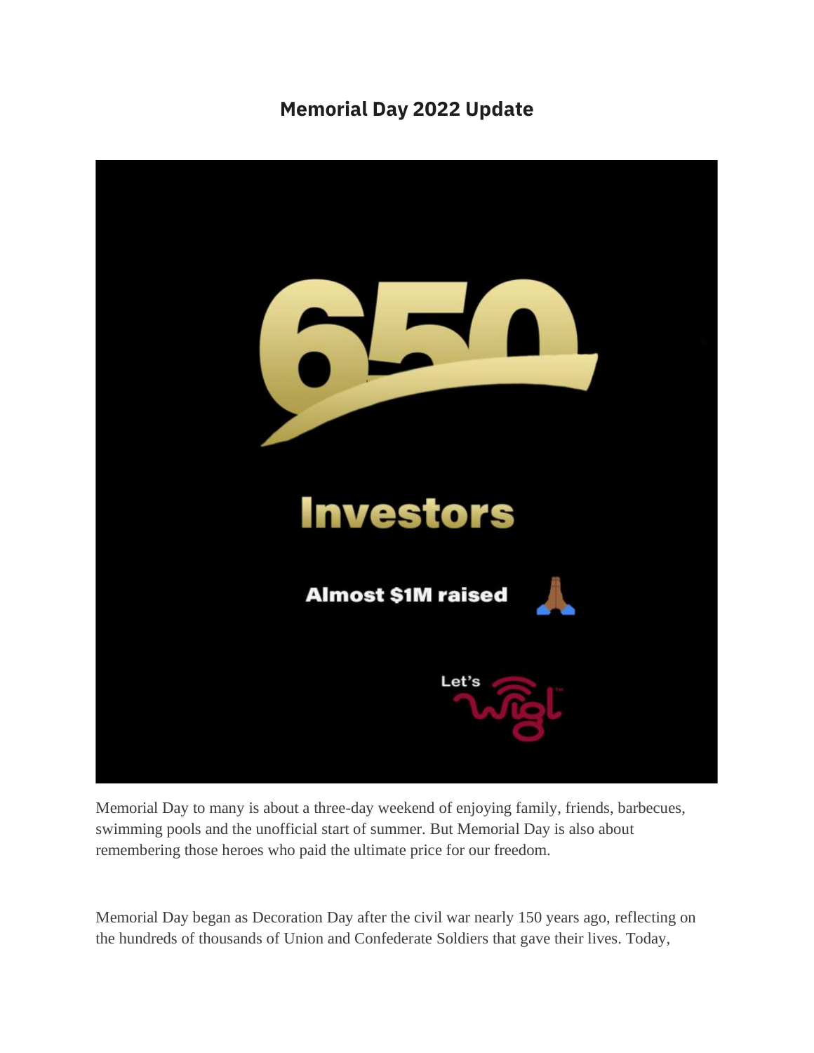# Memorial Day 2022 Update

650

Investors

Almost $1M raised 🙏

Let's Wigl™

Memorial Day to many is about a three-day weekend of enjoying family, friends, barbecues, swimming pools and the unofficial start of summer. But Memorial Day is also about remembering those heroes who paid the ultimate price for our freedom.

Memorial Day began as Decoration Day after the civil war nearly 150 years ago, reflecting on the hundreds of thousands of Union and Confederate Soldiers that gave their lives. Today,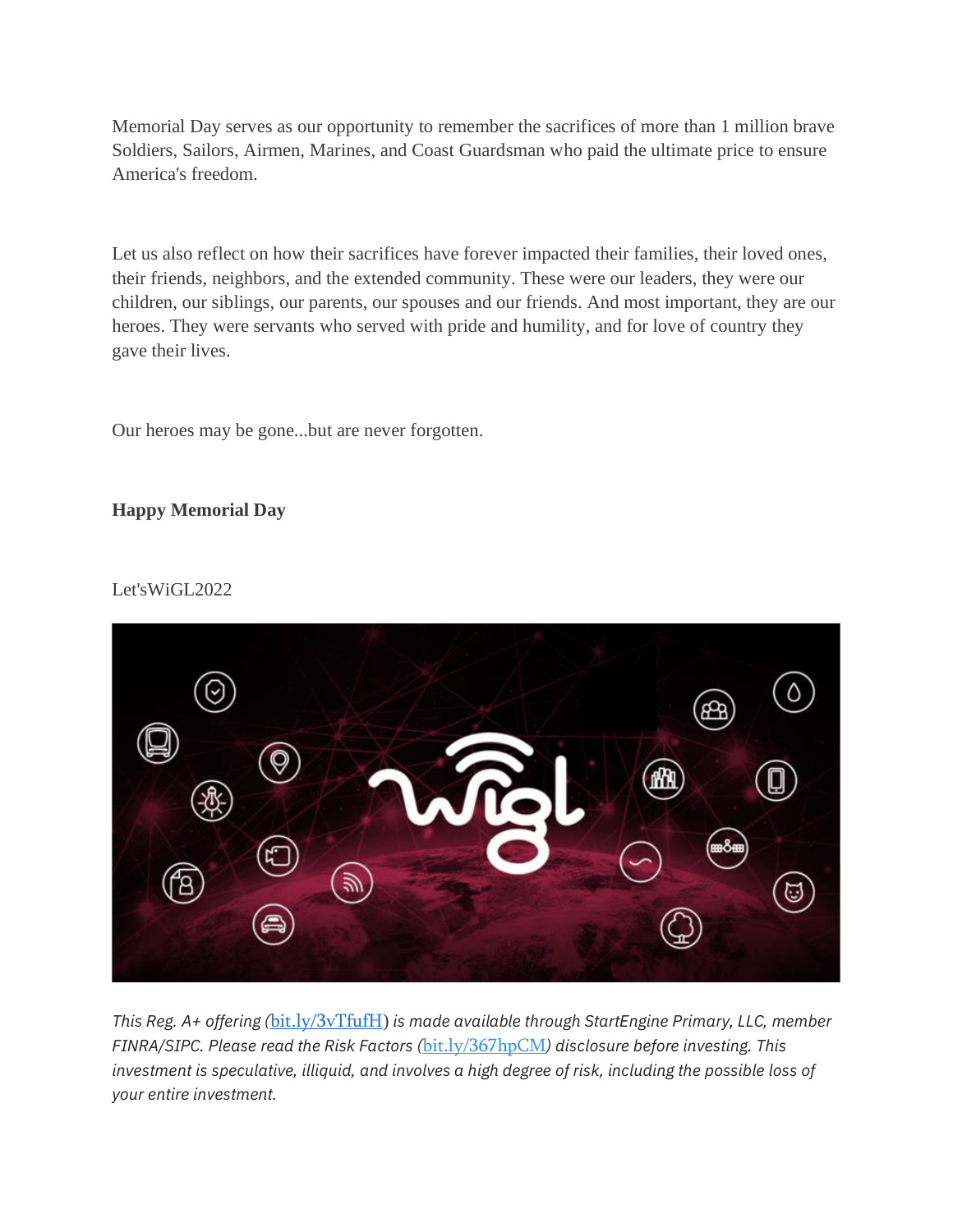Memorial Day serves as our opportunity to remember the sacrifices of more than 1 million brave Soldiers, Sailors, Airmen, Marines, and Coast Guardsman who paid the ultimate price to ensure America's freedom.

Let us also reflect on how their sacrifices have forever impacted their families, their loved ones, their friends, neighbors, and the extended community. These were our leaders, they were our children, our siblings, our parents, our spouses and our friends. And most important, they are our heroes. They were servants who served with pride and humility, and for love of country they gave their lives.

Our heroes may be gone...but are never forgotten.

**Happy Memorial Day**

Let'sWiGL2022

*This Reg. A+ offering (bit.ly/3vTfufH) is made available through StartEngine Primary, LLC, member FINRA/SIPC. Please read the Risk Factors (bit.ly/367hpCM) disclosure before investing. This investment is speculative, illiquid, and involves a high degree of risk, including the possible loss of your entire investment.*